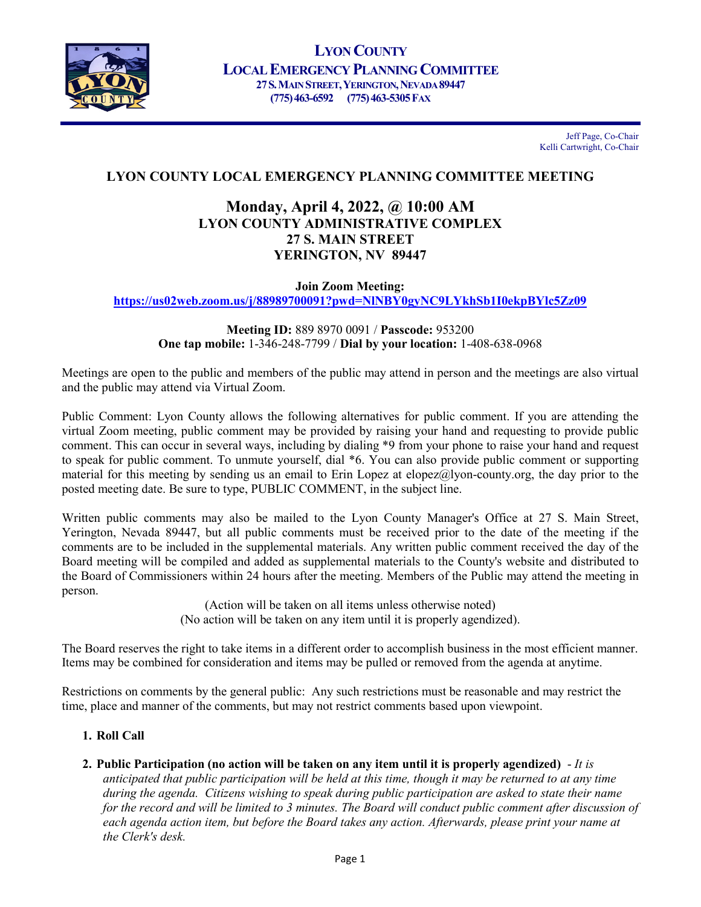# LYON COUNTY
## LOCAL EMERGENCY PLANNING COMMITTEE
**27 S. MAIN STREET, YERINGTON, NEVADA 89447**
**(775) 463-6592 (775) 463-5305 FAX**

Jeff Page, Co-Chair
Kelli Cartwright, Co-Chair

## LYON COUNTY LOCAL EMERGENCY PLANNING COMMITTEE MEETING

**Monday, April 4, 2022, @ 10:00 AM**
**LYON COUNTY ADMINISTRATIVE COMPLEX**
**27 S. MAIN STREET**
**YERINGTON, NV 89447**

**Join Zoom Meeting:**
**https://us02web.zoom.us/j/88989700091?pwd=NlNBY0gyNC9LYkhSb1I0ekpBYlc5Zz09**

**Meeting ID:** 889 8970 0091 / **Passcode:** 953200
**One tap mobile:** 1-346-248-7799 / **Dial by your location:** 1-408-638-0968

Meetings are open to the public and members of the public may attend in person and the meetings are also virtual and the public may attend via Virtual Zoom.

Public Comment: Lyon County allows the following alternatives for public comment. If you are attending the virtual Zoom meeting, public comment may be provided by raising your hand and requesting to provide public comment. This can occur in several ways, including by dialing *9 from your phone to raise your hand and request to speak for public comment. To unmute yourself, dial *6. You can also provide public comment or supporting material for this meeting by sending us an email to Erin Lopez at elopez@lyon-county.org, the day prior to the posted meeting date. Be sure to type, PUBLIC COMMENT, in the subject line.

Written public comments may also be mailed to the Lyon County Manager's Office at 27 S. Main Street, Yerington, Nevada 89447, but all public comments must be received prior to the date of the meeting if the comments are to be included in the supplemental materials. Any written public comment received the day of the Board meeting will be compiled and added as supplemental materials to the County's website and distributed to the Board of Commissioners within 24 hours after the meeting. Members of the Public may attend the meeting in person.

(Action will be taken on all items unless otherwise noted)
(No action will be taken on any item until it is properly agendized).

The Board reserves the right to take items in a different order to accomplish business in the most efficient manner. Items may be combined for consideration and items may be pulled or removed from the agenda at anytime.

Restrictions on comments by the general public: Any such restrictions must be reasonable and may restrict the time, place and manner of the comments, but may not restrict comments based upon viewpoint.

1. **Roll Call**

2. **Public Participation (no action will be taken on any item until it is properly agendized)** - *It is anticipated that public participation will be held at this time, though it may be returned to at any time during the agenda. Citizens wishing to speak during public participation are asked to state their name for the record and will be limited to 3 minutes. The Board will conduct public comment after discussion of each agenda action item, but before the Board takes any action. Afterwards, please print your name at the Clerk's desk.*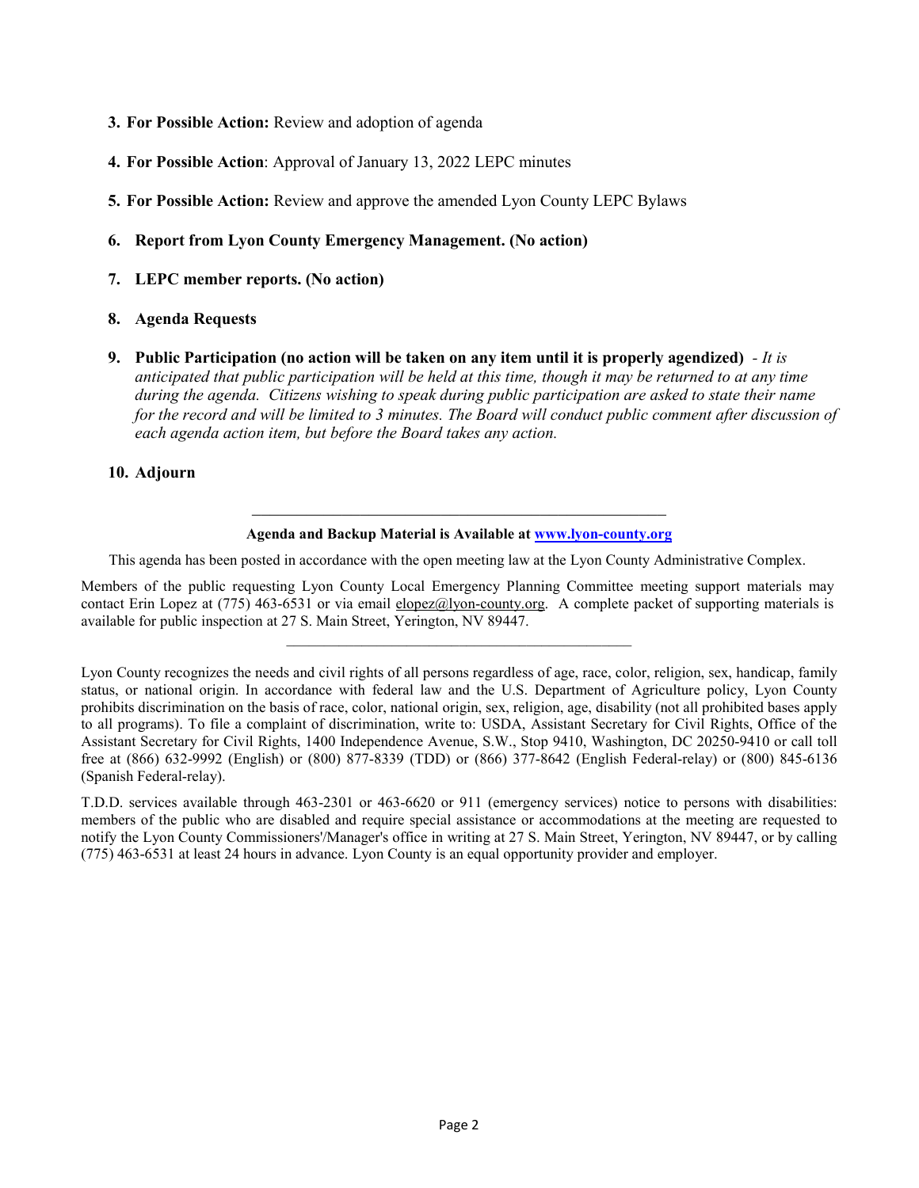3. **For Possible Action:** Review and adoption of agenda

4. **For Possible Action**: Approval of January 13, 2022 LEPC minutes

5. **For Possible Action:** Review and approve the amended Lyon County LEPC Bylaws

6. **Report from Lyon County Emergency Management. (No action)**

7. **LEPC member reports. (No action)**

8. **Agenda Requests**

9. **Public Participation (no action will be taken on any item until it is properly agendized)** - *It is anticipated that public participation will be held at this time, though it may be returned to at any time during the agenda. Citizens wishing to speak during public participation are asked to state their name for the record and will be limited to 3 minutes. The Board will conduct public comment after discussion of each agenda action item, but before the Board takes any action.*

10. **Adjourn**

---

**Agenda and Backup Material is Available at [www.lyon-county.org](http://www.lyon-county.org)**

This agenda has been posted in accordance with the open meeting law at the Lyon County Administrative Complex.

Members of the public requesting Lyon County Local Emergency Planning Committee meeting support materials may contact Erin Lopez at (775) 463-6531 or via email elopez@lyon-county.org. A complete packet of supporting materials is available for public inspection at 27 S. Main Street, Yerington, NV 89447.

---

Lyon County recognizes the needs and civil rights of all persons regardless of age, race, color, religion, sex, handicap, family status, or national origin. In accordance with federal law and the U.S. Department of Agriculture policy, Lyon County prohibits discrimination on the basis of race, color, national origin, sex, religion, age, disability (not all prohibited bases apply to all programs). To file a complaint of discrimination, write to: USDA, Assistant Secretary for Civil Rights, Office of the Assistant Secretary for Civil Rights, 1400 Independence Avenue, S.W., Stop 9410, Washington, DC 20250-9410 or call toll free at (866) 632-9992 (English) or (800) 877-8339 (TDD) or (866) 377-8642 (English Federal-relay) or (800) 845-6136 (Spanish Federal-relay).

T.D.D. services available through 463-2301 or 463-6620 or 911 (emergency services) notice to persons with disabilities: members of the public who are disabled and require special assistance or accommodations at the meeting are requested to notify the Lyon County Commissioners'/Manager's office in writing at 27 S. Main Street, Yerington, NV 89447, or by calling (775) 463-6531 at least 24 hours in advance. Lyon County is an equal opportunity provider and employer.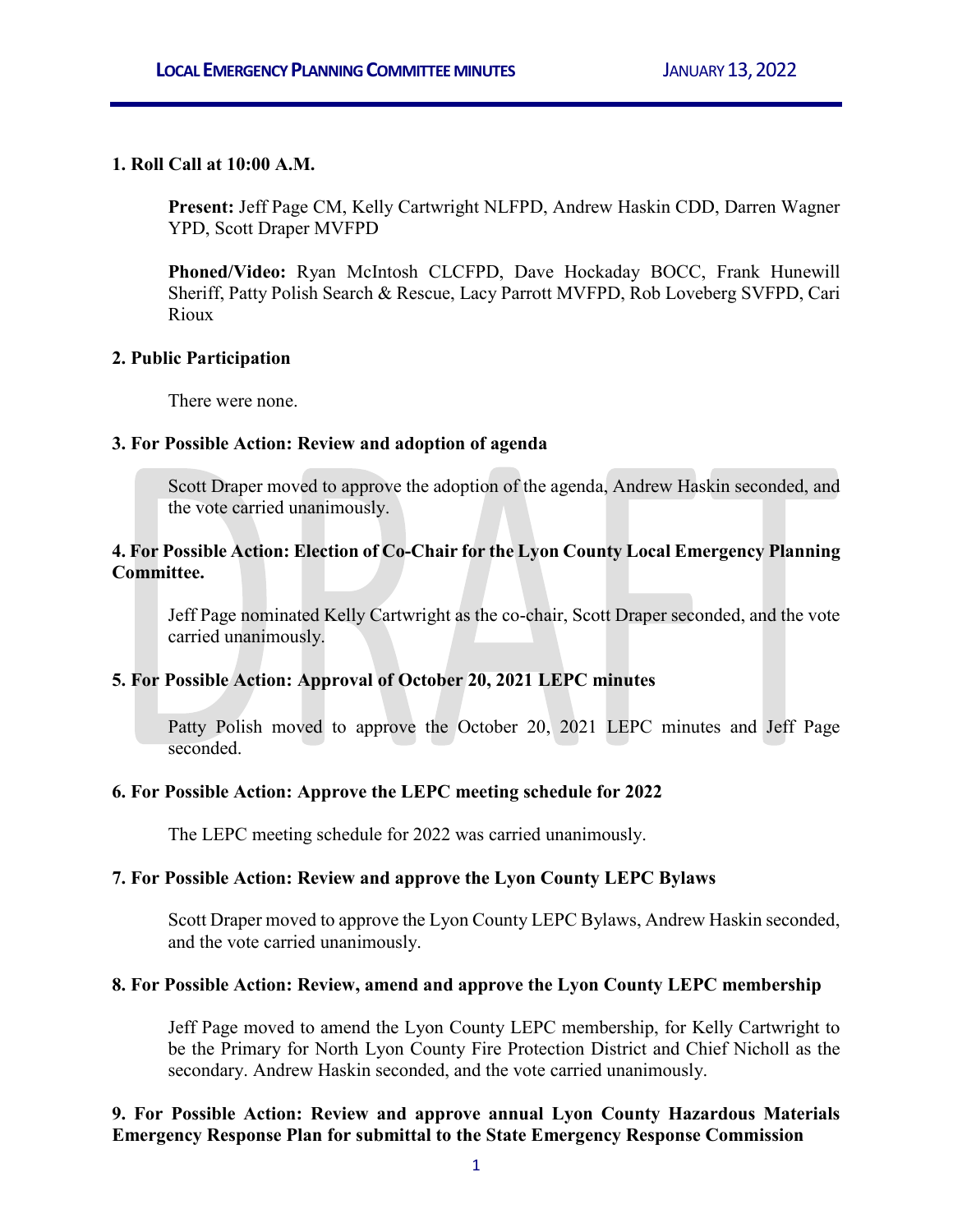**1. Roll Call at 10:00 A.M.**

**Present:** Jeff Page CM, Kelly Cartwright NLFPD, Andrew Haskin CDD, Darren Wagner YPD, Scott Draper MVFPD

**Phoned/Video:** Ryan McIntosh CLCFPD, Dave Hockaday BOCC, Frank Hunewill Sheriff, Patty Polish Search & Rescue, Lacy Parrott MVFPD, Rob Loveberg SVFPD, Cari Rioux

**2. Public Participation**

There were none.

**3. For Possible Action: Review and adoption of agenda**

Scott Draper moved to approve the adoption of the agenda, Andrew Haskin seconded, and the vote carried unanimously.

**4. For Possible Action: Election of Co-Chair for the Lyon County Local Emergency Planning Committee.**

Jeff Page nominated Kelly Cartwright as the co-chair, Scott Draper seconded, and the vote carried unanimously.

**5. For Possible Action: Approval of October 20, 2021 LEPC minutes**

Patty Polish moved to approve the October 20, 2021 LEPC minutes and Jeff Page seconded.

**6. For Possible Action: Approve the LEPC meeting schedule for 2022**

The LEPC meeting schedule for 2022 was carried unanimously.

**7. For Possible Action: Review and approve the Lyon County LEPC Bylaws**

Scott Draper moved to approve the Lyon County LEPC Bylaws, Andrew Haskin seconded, and the vote carried unanimously.

**8. For Possible Action: Review, amend and approve the Lyon County LEPC membership**

Jeff Page moved to amend the Lyon County LEPC membership, for Kelly Cartwright to be the Primary for North Lyon County Fire Protection District and Chief Nicholl as the secondary. Andrew Haskin seconded, and the vote carried unanimously.

**9. For Possible Action: Review and approve annual Lyon County Hazardous Materials Emergency Response Plan for submittal to the State Emergency Response Commission**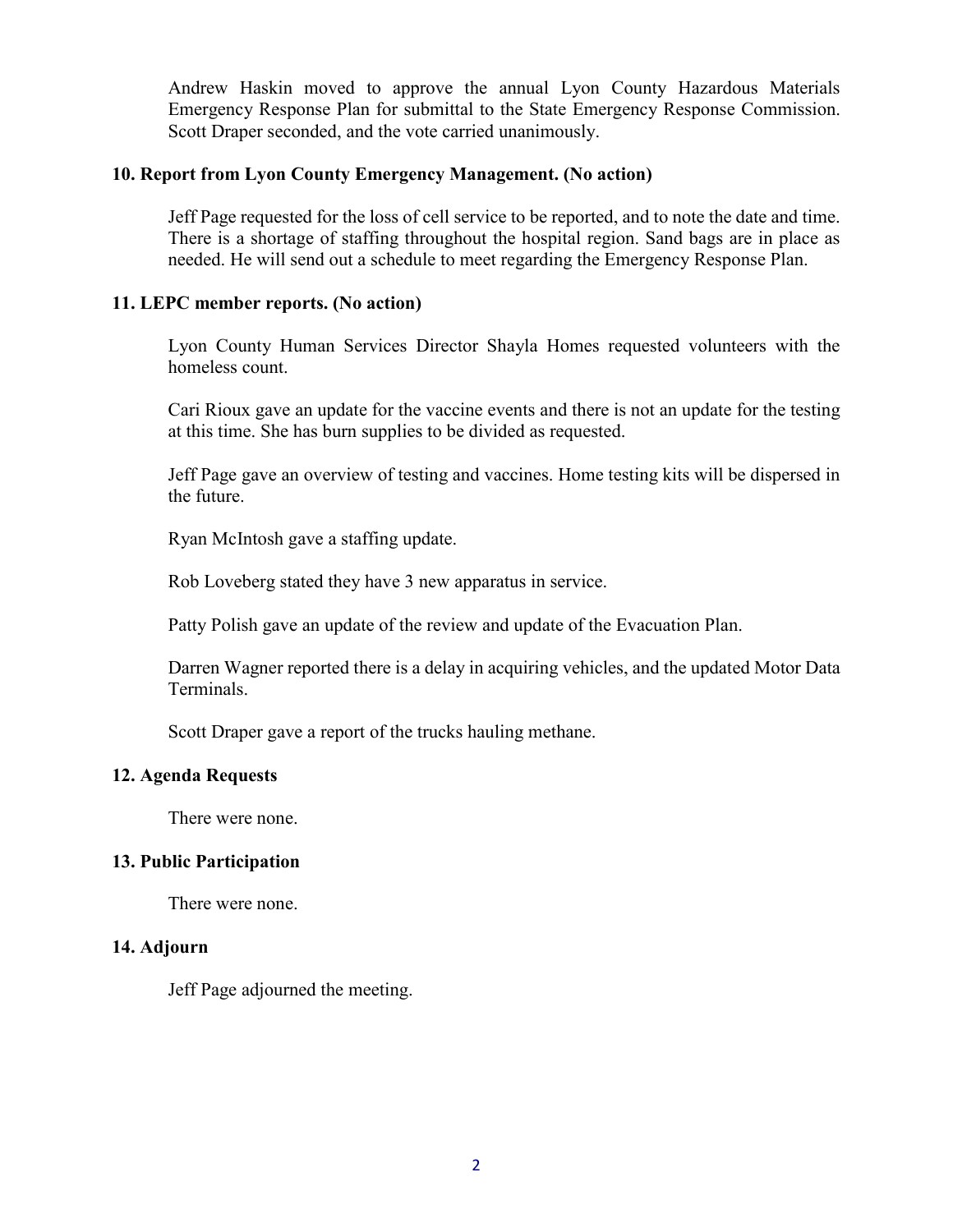Andrew Haskin moved to approve the annual Lyon County Hazardous Materials Emergency Response Plan for submittal to the State Emergency Response Commission. Scott Draper seconded, and the vote carried unanimously.

**10. Report from Lyon County Emergency Management. (No action)**

Jeff Page requested for the loss of cell service to be reported, and to note the date and time. There is a shortage of staffing throughout the hospital region. Sand bags are in place as needed. He will send out a schedule to meet regarding the Emergency Response Plan.

**11. LEPC member reports. (No action)**

Lyon County Human Services Director Shayla Homes requested volunteers with the homeless count.

Cari Rioux gave an update for the vaccine events and there is not an update for the testing at this time. She has burn supplies to be divided as requested.

Jeff Page gave an overview of testing and vaccines. Home testing kits will be dispersed in the future.

Ryan McIntosh gave a staffing update.

Rob Loveberg stated they have 3 new apparatus in service.

Patty Polish gave an update of the review and update of the Evacuation Plan.

Darren Wagner reported there is a delay in acquiring vehicles, and the updated Motor Data Terminals.

Scott Draper gave a report of the trucks hauling methane.

**12. Agenda Requests**

There were none.

**13. Public Participation**

There were none.

**14. Adjourn**

Jeff Page adjourned the meeting.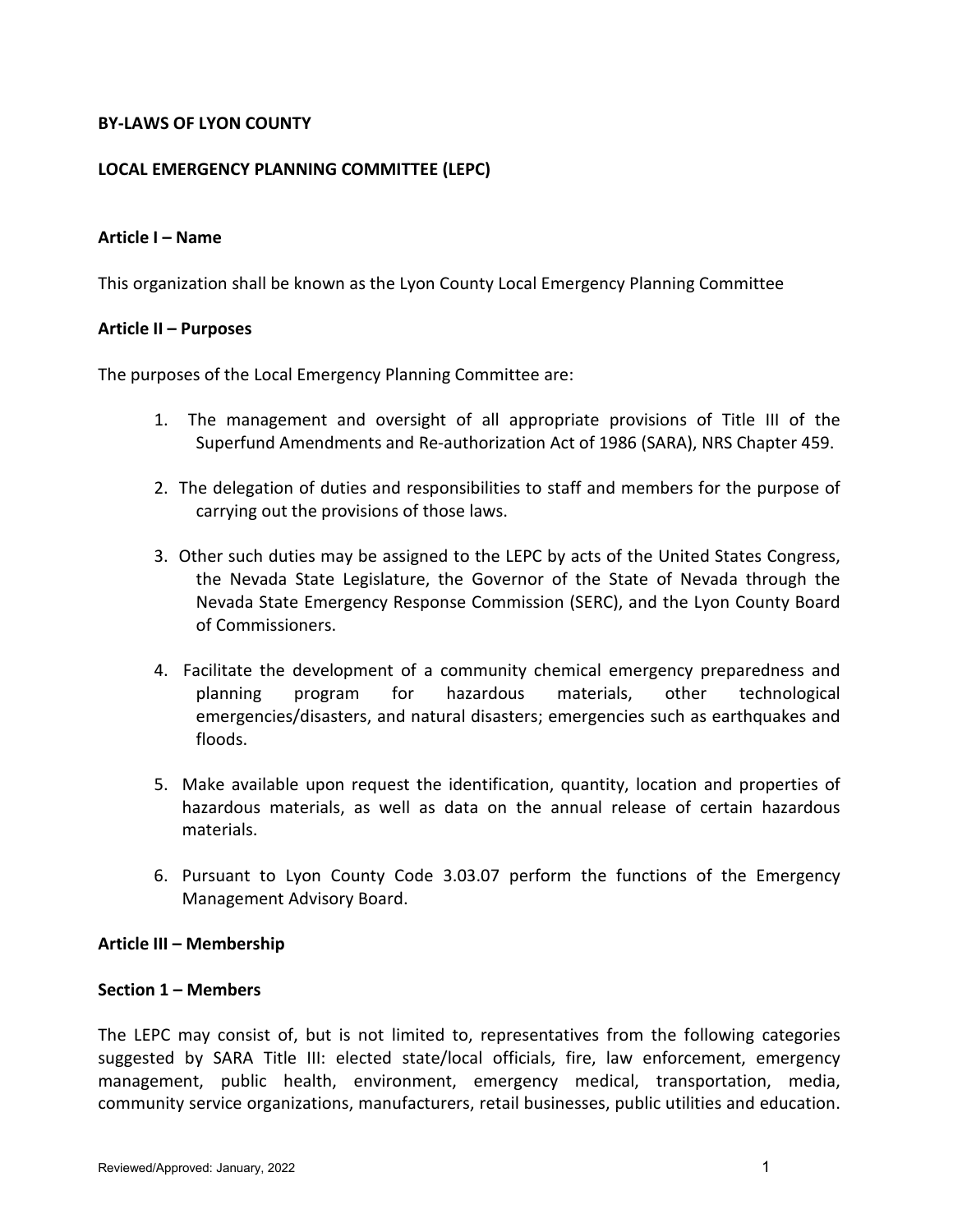**BY-LAWS OF LYON COUNTY**

**LOCAL EMERGENCY PLANNING COMMITTEE (LEPC)**

**Article I – Name**

This organization shall be known as the Lyon County Local Emergency Planning Committee

**Article II – Purposes**

The purposes of the Local Emergency Planning Committee are:

1. The management and oversight of all appropriate provisions of Title III of the Superfund Amendments and Re-authorization Act of 1986 (SARA), NRS Chapter 459.
2. The delegation of duties and responsibilities to staff and members for the purpose of carrying out the provisions of those laws.
3. Other such duties may be assigned to the LEPC by acts of the United States Congress, the Nevada State Legislature, the Governor of the State of Nevada through the Nevada State Emergency Response Commission (SERC), and the Lyon County Board of Commissioners.
4. Facilitate the development of a community chemical emergency preparedness and planning program for hazardous materials, other technological emergencies/disasters, and natural disasters; emergencies such as earthquakes and floods.
5. Make available upon request the identification, quantity, location and properties of hazardous materials, as well as data on the annual release of certain hazardous materials.
6. Pursuant to Lyon County Code 3.03.07 perform the functions of the Emergency Management Advisory Board.

**Article III – Membership**

**Section 1 – Members**

The LEPC may consist of, but is not limited to, representatives from the following categories suggested by SARA Title III: elected state/local officials, fire, law enforcement, emergency management, public health, environment, emergency medical, transportation, media, community service organizations, manufacturers, retail businesses, public utilities and education.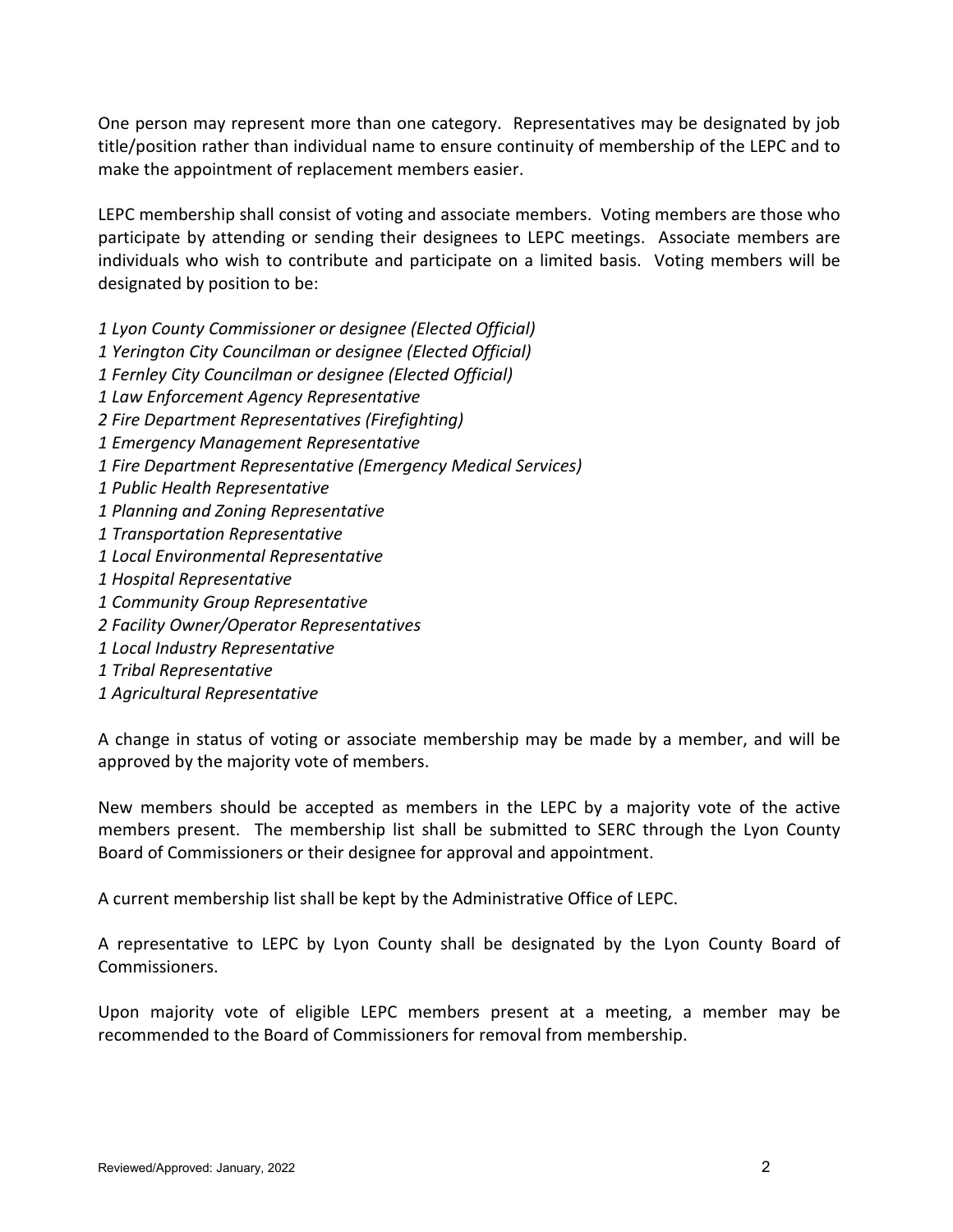One person may represent more than one category. Representatives may be designated by job title/position rather than individual name to ensure continuity of membership of the LEPC and to make the appointment of replacement members easier.

LEPC membership shall consist of voting and associate members. Voting members are those who participate by attending or sending their designees to LEPC meetings. Associate members are individuals who wish to contribute and participate on a limited basis. Voting members will be designated by position to be:

*1 Lyon County Commissioner or designee (Elected Official)*  
*1 Yerington City Councilman or designee (Elected Official)*  
*1 Fernley City Councilman or designee (Elected Official)*  
*1 Law Enforcement Agency Representative*  
*2 Fire Department Representatives (Firefighting)*  
*1 Emergency Management Representative*  
*1 Fire Department Representative (Emergency Medical Services)*  
*1 Public Health Representative*  
*1 Planning and Zoning Representative*  
*1 Transportation Representative*  
*1 Local Environmental Representative*  
*1 Hospital Representative*  
*1 Community Group Representative*  
*2 Facility Owner/Operator Representatives*  
*1 Local Industry Representative*  
*1 Tribal Representative*  
*1 Agricultural Representative*

A change in status of voting or associate membership may be made by a member, and will be approved by the majority vote of members.

New members should be accepted as members in the LEPC by a majority vote of the active members present. The membership list shall be submitted to SERC through the Lyon County Board of Commissioners or their designee for approval and appointment.

A current membership list shall be kept by the Administrative Office of LEPC.

A representative to LEPC by Lyon County shall be designated by the Lyon County Board of Commissioners.

Upon majority vote of eligible LEPC members present at a meeting, a member may be recommended to the Board of Commissioners for removal from membership.

Reviewed/Approved: January, 2022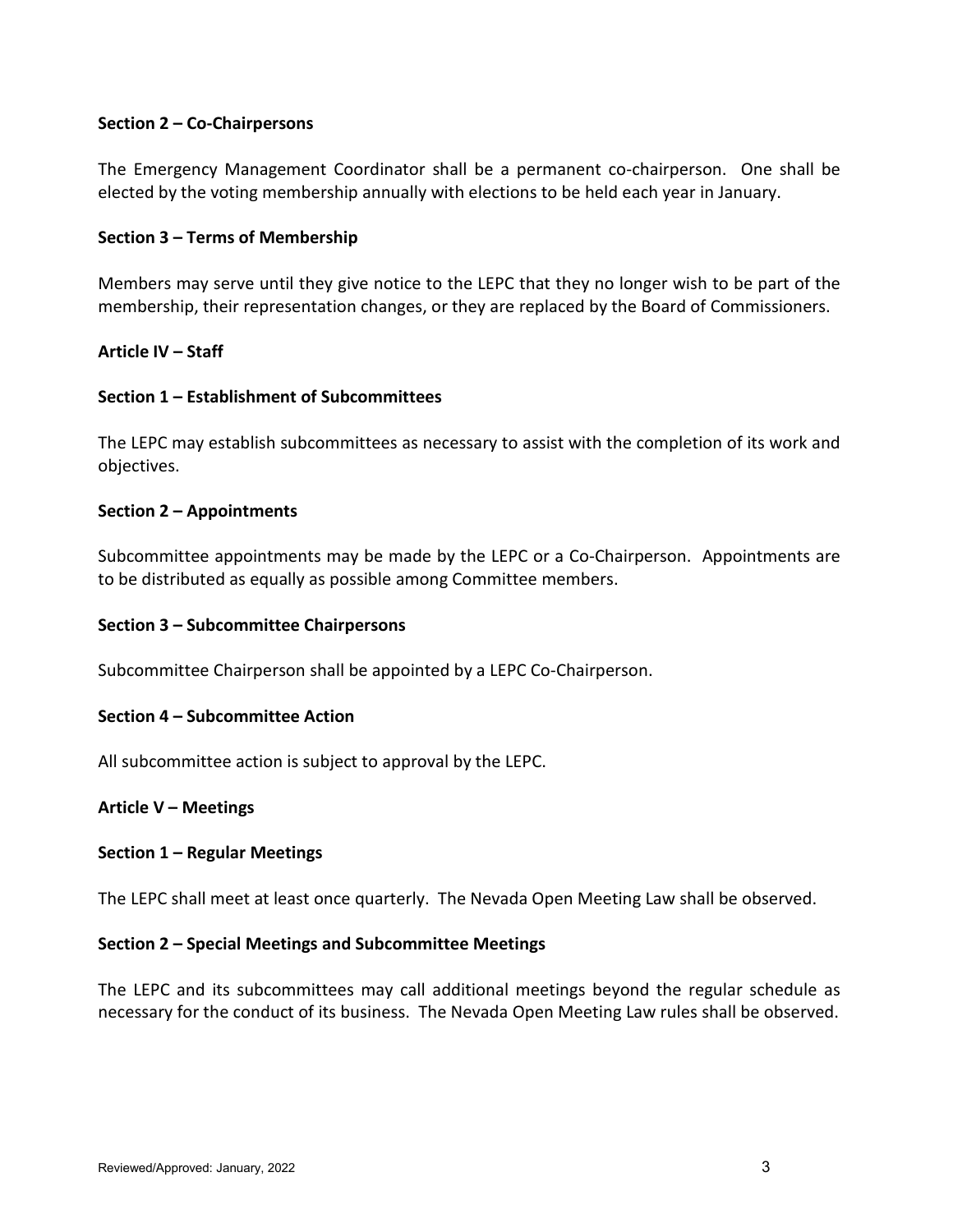**Section 2 – Co-Chairpersons**

The Emergency Management Coordinator shall be a permanent co-chairperson. One shall be elected by the voting membership annually with elections to be held each year in January.

**Section 3 – Terms of Membership**

Members may serve until they give notice to the LEPC that they no longer wish to be part of the membership, their representation changes, or they are replaced by the Board of Commissioners.

**Article IV – Staff**

**Section 1 – Establishment of Subcommittees**

The LEPC may establish subcommittees as necessary to assist with the completion of its work and objectives.

**Section 2 – Appointments**

Subcommittee appointments may be made by the LEPC or a Co-Chairperson. Appointments are to be distributed as equally as possible among Committee members.

**Section 3 – Subcommittee Chairpersons**

Subcommittee Chairperson shall be appointed by a LEPC Co-Chairperson.

**Section 4 – Subcommittee Action**

All subcommittee action is subject to approval by the LEPC.

**Article V – Meetings**

**Section 1 – Regular Meetings**

The LEPC shall meet at least once quarterly. The Nevada Open Meeting Law shall be observed.

**Section 2 – Special Meetings and Subcommittee Meetings**

The LEPC and its subcommittees may call additional meetings beyond the regular schedule as necessary for the conduct of its business. The Nevada Open Meeting Law rules shall be observed.

Reviewed/Approved: January, 2022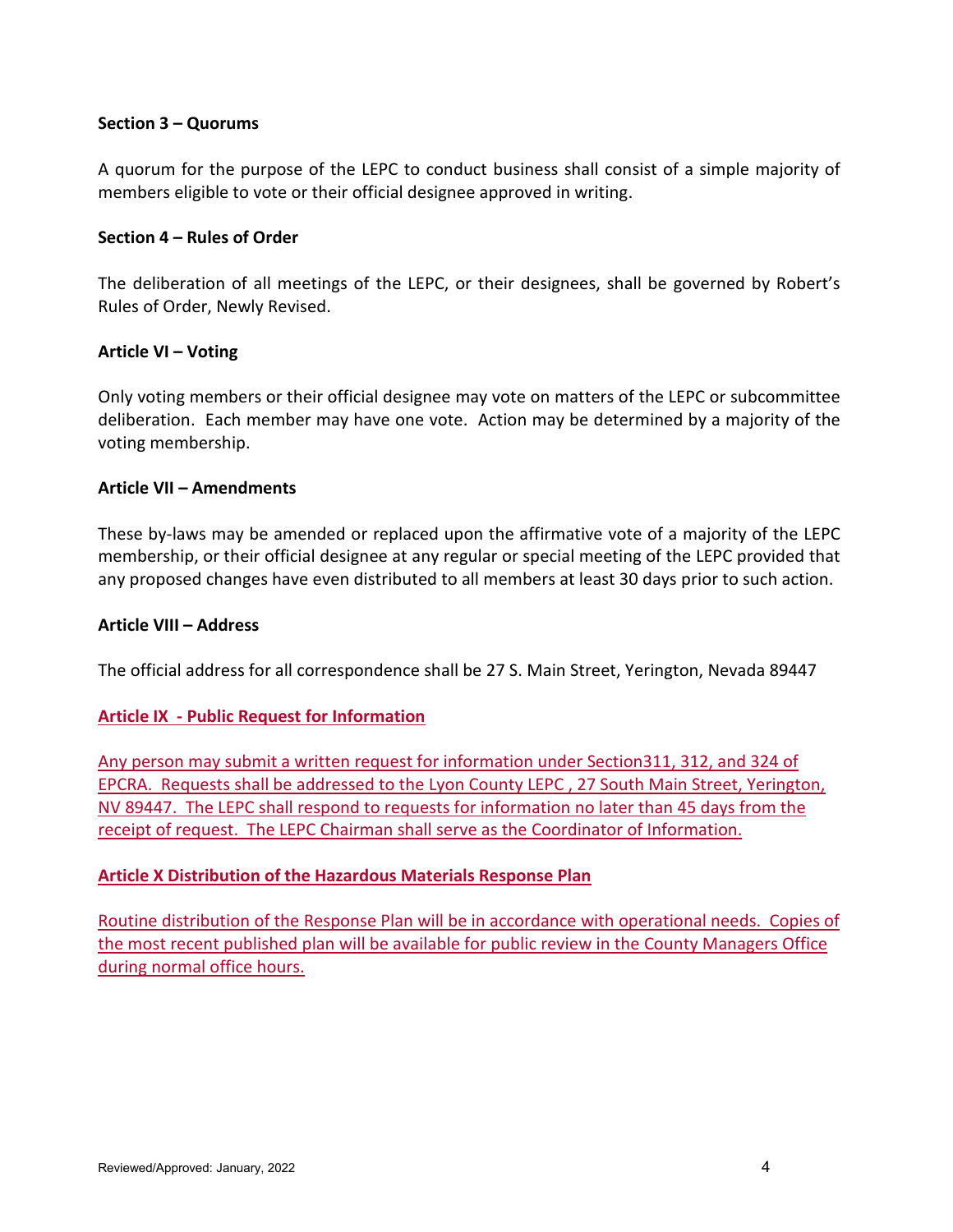**Section 3 – Quorums**

A quorum for the purpose of the LEPC to conduct business shall consist of a simple majority of members eligible to vote or their official designee approved in writing.

**Section 4 – Rules of Order**

The deliberation of all meetings of the LEPC, or their designees, shall be governed by Robert's Rules of Order, Newly Revised.

**Article VI – Voting**

Only voting members or their official designee may vote on matters of the LEPC or subcommittee deliberation. Each member may have one vote. Action may be determined by a majority of the voting membership.

**Article VII – Amendments**

These by-laws may be amended or replaced upon the affirmative vote of a majority of the LEPC membership, or their official designee at any regular or special meeting of the LEPC provided that any proposed changes have even distributed to all members at least 30 days prior to such action.

**Article VIII – Address**

The official address for all correspondence shall be 27 S. Main Street, Yerington, Nevada 89447

**Article IX - Public Request for Information**

Any person may submit a written request for information under Section311, 312, and 324 of EPCRA. Requests shall be addressed to the Lyon County LEPC , 27 South Main Street, Yerington, NV 89447. The LEPC shall respond to requests for information no later than 45 days from the receipt of request. The LEPC Chairman shall serve as the Coordinator of Information.

**Article X Distribution of the Hazardous Materials Response Plan**

Routine distribution of the Response Plan will be in accordance with operational needs. Copies of the most recent published plan will be available for public review in the County Managers Office during normal office hours.

Reviewed/Approved: January, 2022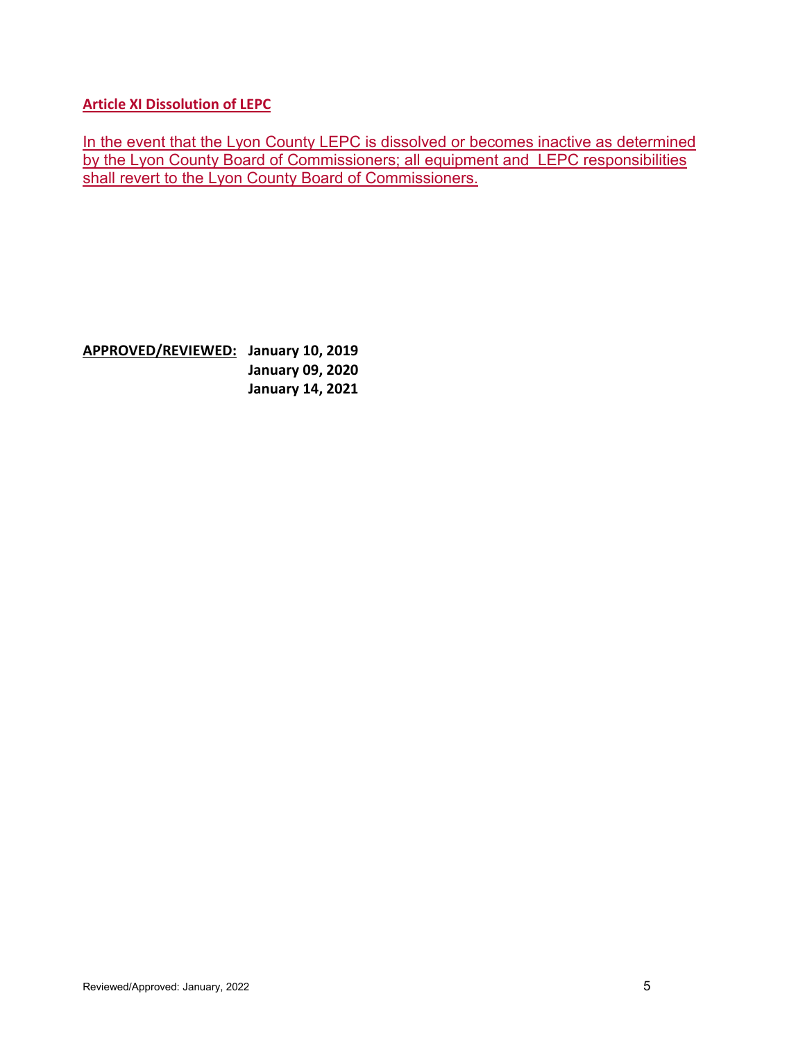**Article XI Dissolution of LEPC**

In the event that the Lyon County LEPC is dissolved or becomes inactive as determined by the Lyon County Board of Commissioners; all equipment and LEPC responsibilities shall revert to the Lyon County Board of Commissioners.

**APPROVED/REVIEWED:** **January 10, 2019**
**January 09, 2020**
**January 14, 2021**